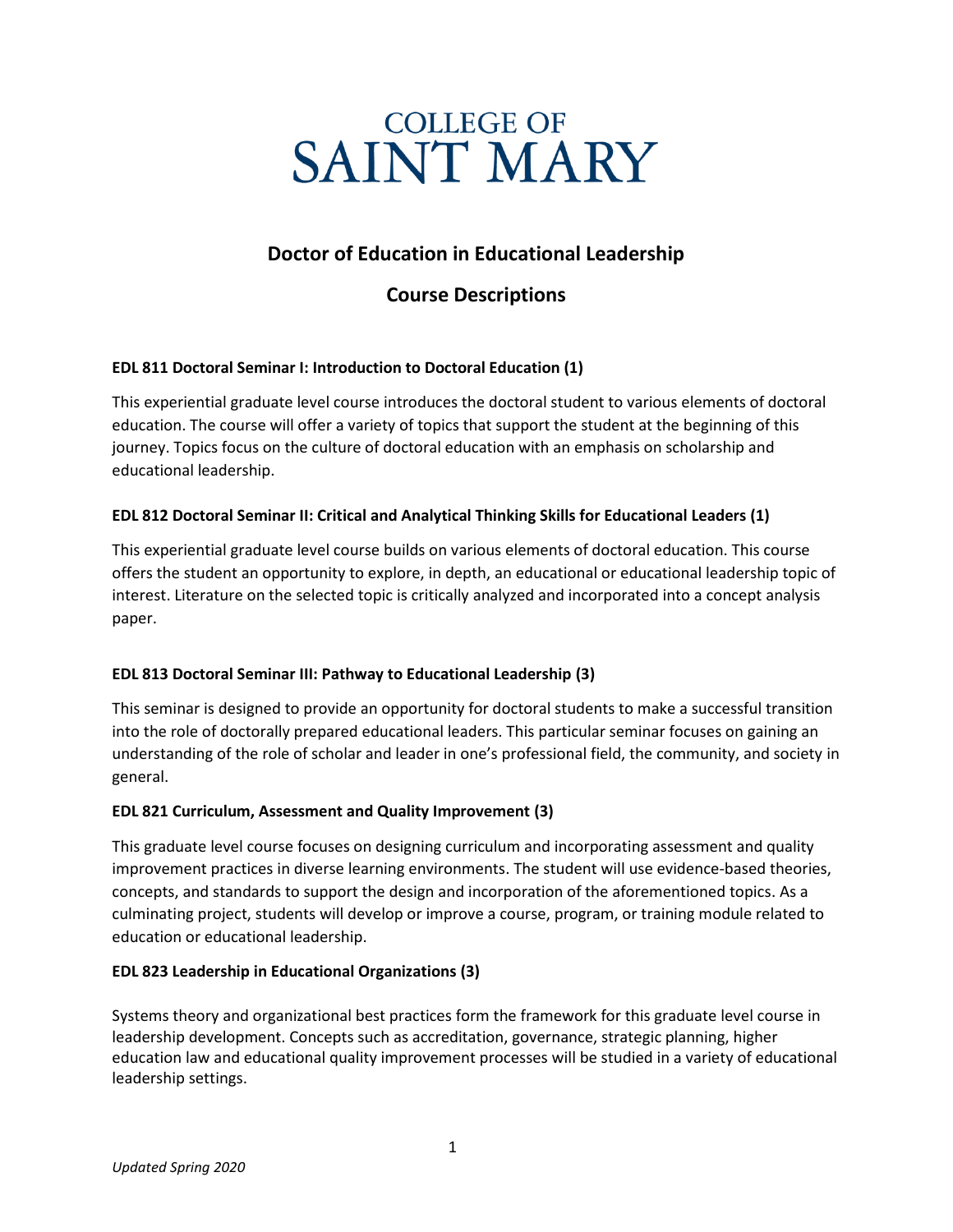# COLLEGE OF SAINT MARY

## Doctor of Education in Educational Leadership

## Course Descriptions

**EDL 811 Doctoral Seminar I: Introduction to Doctoral Education (1)**

This experiential graduate level course introduces the doctoral student to various elements of doctoral education. The course will offer a variety of topics that support the student at the beginning of this journey. Topics focus on the culture of doctoral education with an emphasis on scholarship and educational leadership.

**EDL 812 Doctoral Seminar II: Critical and Analytical Thinking Skills for Educational Leaders (1)**

This experiential graduate level course builds on various elements of doctoral education. This course offers the student an opportunity to explore, in depth, an educational or educational leadership topic of interest. Literature on the selected topic is critically analyzed and incorporated into a concept analysis paper.

**EDL 813 Doctoral Seminar III: Pathway to Educational Leadership (3)**

This seminar is designed to provide an opportunity for doctoral students to make a successful transition into the role of doctorally prepared educational leaders. This particular seminar focuses on gaining an understanding of the role of scholar and leader in one's professional field, the community, and society in general.

**EDL 821 Curriculum, Assessment and Quality Improvement (3)**

This graduate level course focuses on designing curriculum and incorporating assessment and quality improvement practices in diverse learning environments. The student will use evidence-based theories, concepts, and standards to support the design and incorporation of the aforementioned topics. As a culminating project, students will develop or improve a course, program, or training module related to education or educational leadership.

**EDL 823 Leadership in Educational Organizations (3)**

Systems theory and organizational best practices form the framework for this graduate level course in leadership development. Concepts such as accreditation, governance, strategic planning, higher education law and educational quality improvement processes will be studied in a variety of educational leadership settings.

*Updated Spring 2020*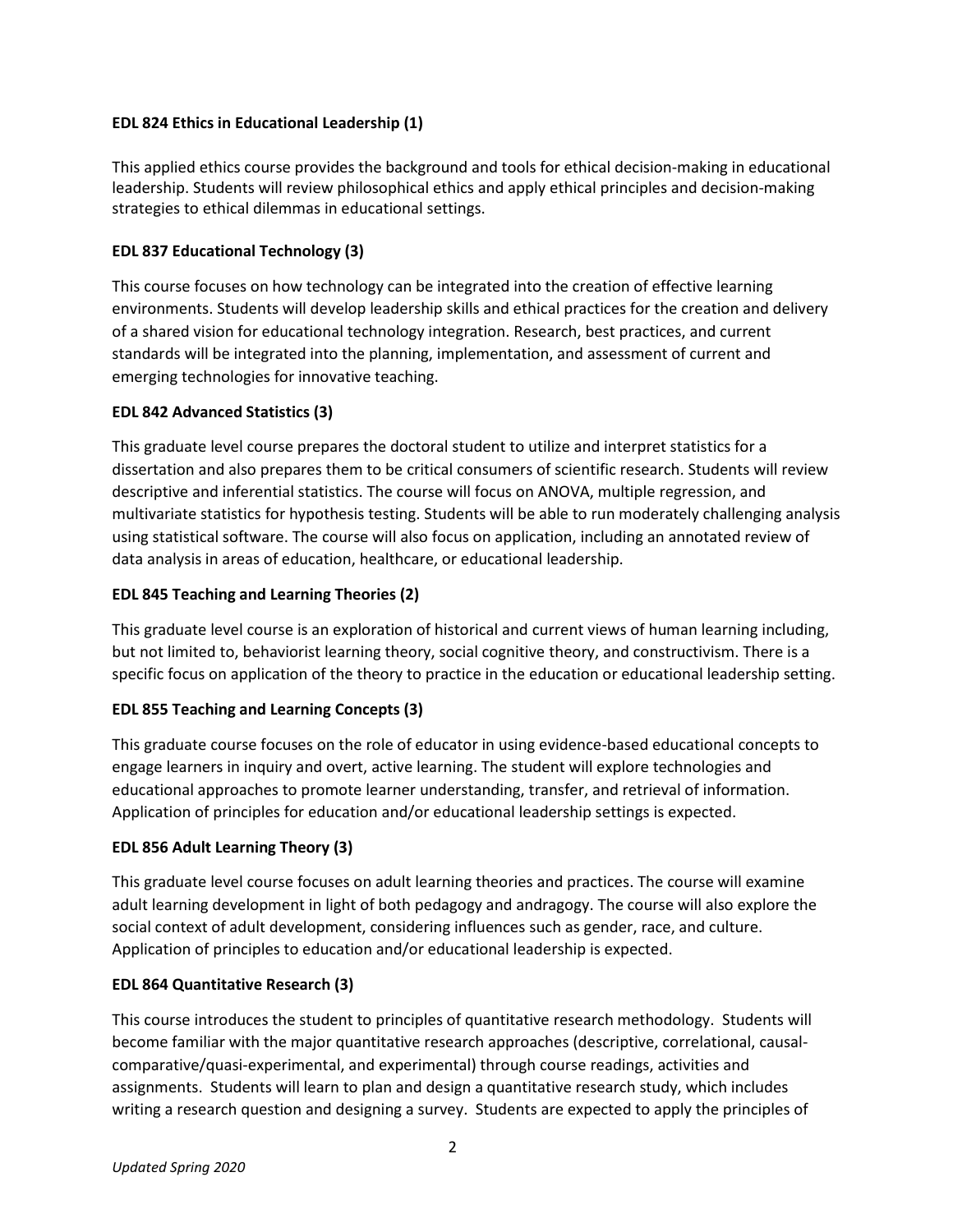**EDL 824 Ethics in Educational Leadership (1)**

This applied ethics course provides the background and tools for ethical decision-making in educational leadership. Students will review philosophical ethics and apply ethical principles and decision-making strategies to ethical dilemmas in educational settings.

**EDL 837 Educational Technology (3)**

This course focuses on how technology can be integrated into the creation of effective learning environments. Students will develop leadership skills and ethical practices for the creation and delivery of a shared vision for educational technology integration. Research, best practices, and current standards will be integrated into the planning, implementation, and assessment of current and emerging technologies for innovative teaching.

**EDL 842 Advanced Statistics (3)**

This graduate level course prepares the doctoral student to utilize and interpret statistics for a dissertation and also prepares them to be critical consumers of scientific research. Students will review descriptive and inferential statistics. The course will focus on ANOVA, multiple regression, and multivariate statistics for hypothesis testing. Students will be able to run moderately challenging analysis using statistical software. The course will also focus on application, including an annotated review of data analysis in areas of education, healthcare, or educational leadership.

**EDL 845 Teaching and Learning Theories (2)**

This graduate level course is an exploration of historical and current views of human learning including, but not limited to, behaviorist learning theory, social cognitive theory, and constructivism. There is a specific focus on application of the theory to practice in the education or educational leadership setting.

**EDL 855 Teaching and Learning Concepts (3)**

This graduate course focuses on the role of educator in using evidence-based educational concepts to engage learners in inquiry and overt, active learning. The student will explore technologies and educational approaches to promote learner understanding, transfer, and retrieval of information. Application of principles for education and/or educational leadership settings is expected.

**EDL 856 Adult Learning Theory (3)**

This graduate level course focuses on adult learning theories and practices. The course will examine adult learning development in light of both pedagogy and andragogy. The course will also explore the social context of adult development, considering influences such as gender, race, and culture. Application of principles to education and/or educational leadership is expected.

**EDL 864 Quantitative Research (3)**

This course introduces the student to principles of quantitative research methodology. Students will become familiar with the major quantitative research approaches (descriptive, correlational, causal-comparative/quasi-experimental, and experimental) through course readings, activities and assignments. Students will learn to plan and design a quantitative research study, which includes writing a research question and designing a survey. Students are expected to apply the principles of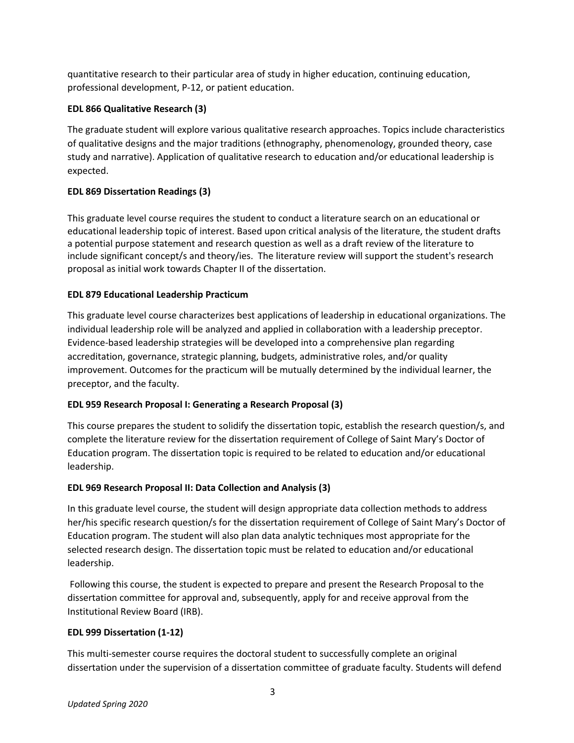quantitative research to their particular area of study in higher education, continuing education, professional development, P-12, or patient education.

**EDL 866 Qualitative Research (3)**

The graduate student will explore various qualitative research approaches. Topics include characteristics of qualitative designs and the major traditions (ethnography, phenomenology, grounded theory, case study and narrative). Application of qualitative research to education and/or educational leadership is expected.

**EDL 869 Dissertation Readings (3)**

This graduate level course requires the student to conduct a literature search on an educational or educational leadership topic of interest. Based upon critical analysis of the literature, the student drafts a potential purpose statement and research question as well as a draft review of the literature to include significant concept/s and theory/ies. The literature review will support the student's research proposal as initial work towards Chapter II of the dissertation.

**EDL 879 Educational Leadership Practicum**

This graduate level course characterizes best applications of leadership in educational organizations. The individual leadership role will be analyzed and applied in collaboration with a leadership preceptor. Evidence-based leadership strategies will be developed into a comprehensive plan regarding accreditation, governance, strategic planning, budgets, administrative roles, and/or quality improvement. Outcomes for the practicum will be mutually determined by the individual learner, the preceptor, and the faculty.

**EDL 959 Research Proposal I: Generating a Research Proposal (3)**

This course prepares the student to solidify the dissertation topic, establish the research question/s, and complete the literature review for the dissertation requirement of College of Saint Mary's Doctor of Education program. The dissertation topic is required to be related to education and/or educational leadership.

**EDL 969 Research Proposal II: Data Collection and Analysis (3)**

In this graduate level course, the student will design appropriate data collection methods to address her/his specific research question/s for the dissertation requirement of College of Saint Mary's Doctor of Education program. The student will also plan data analytic techniques most appropriate for the selected research design. The dissertation topic must be related to education and/or educational leadership.

Following this course, the student is expected to prepare and present the Research Proposal to the dissertation committee for approval and, subsequently, apply for and receive approval from the Institutional Review Board (IRB).

**EDL 999 Dissertation (1-12)**

This multi-semester course requires the doctoral student to successfully complete an original dissertation under the supervision of a dissertation committee of graduate faculty. Students will defend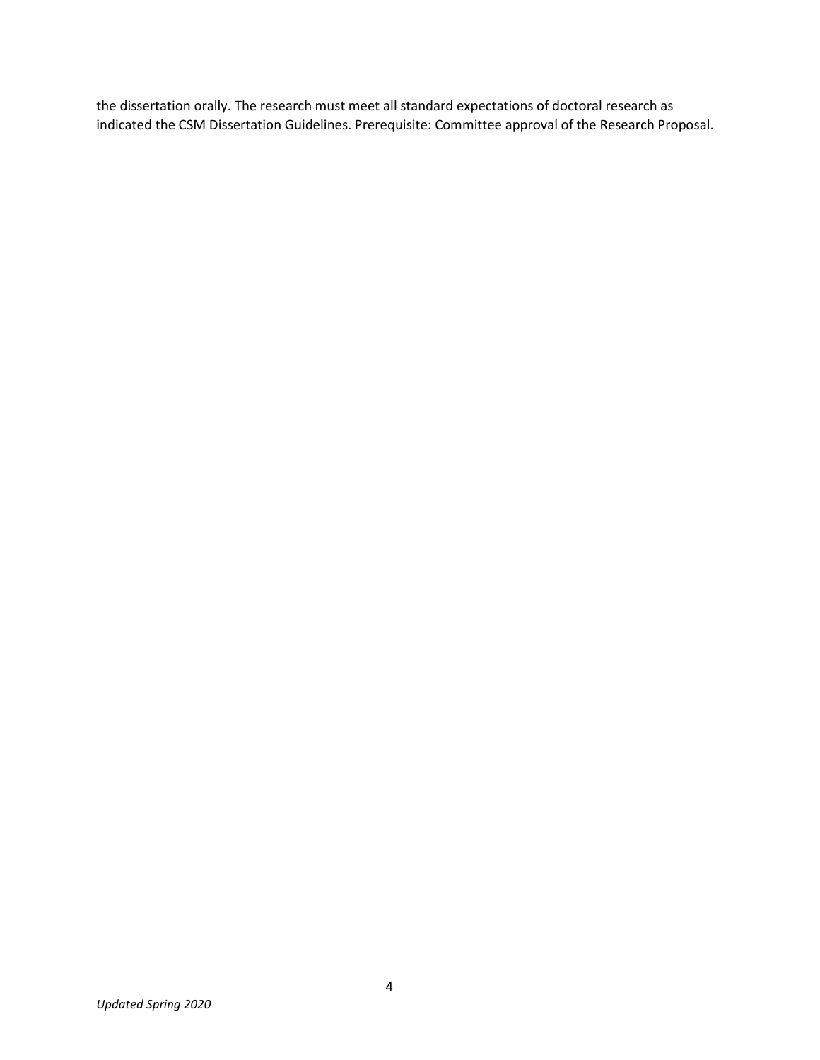the dissertation orally. The research must meet all standard expectations of doctoral research as indicated the CSM Dissertation Guidelines. Prerequisite: Committee approval of the Research Proposal.